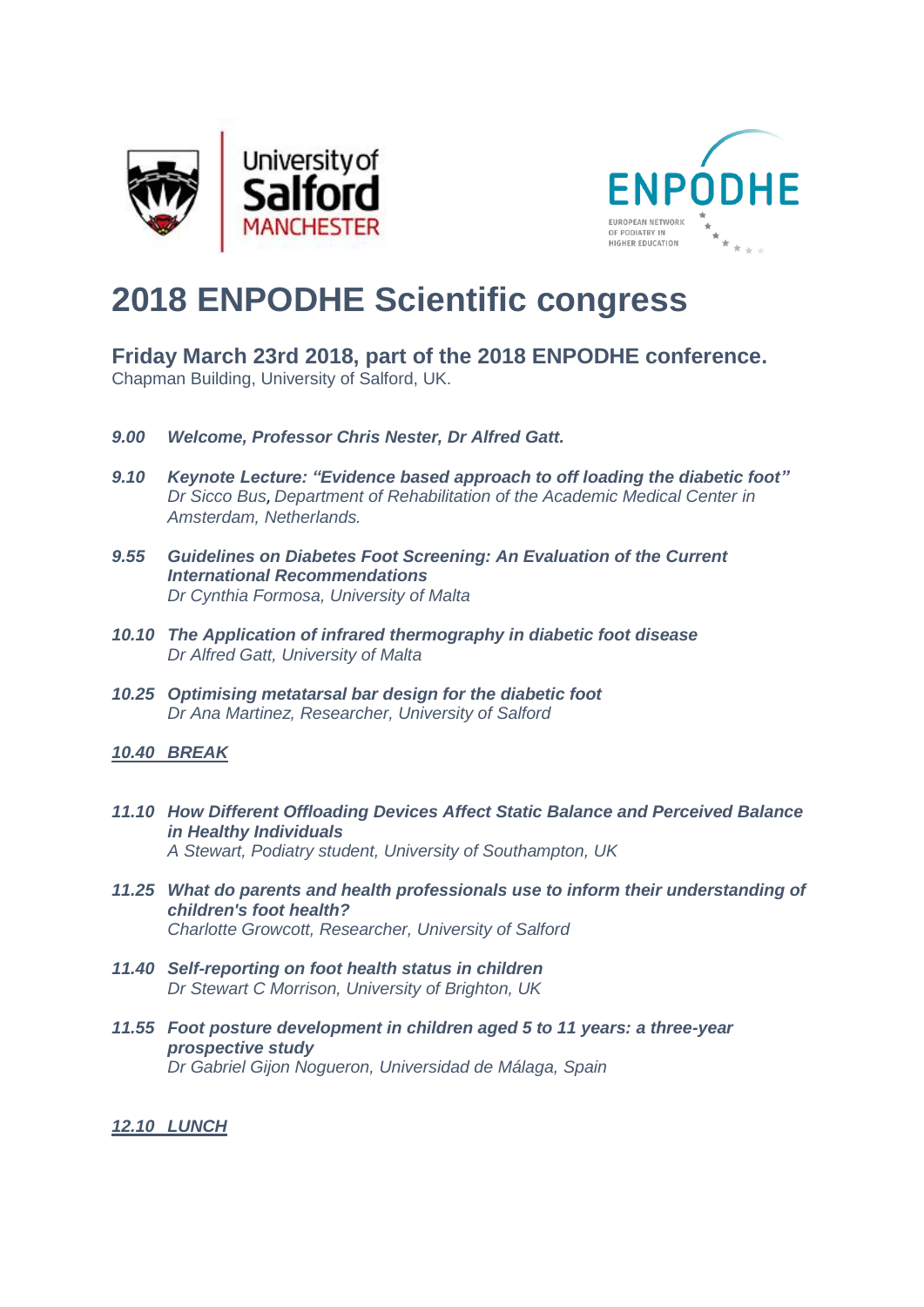# 2018 ENPODHE Scientific congress

**Friday March 23rd 2018, part of the 2018 ENPODHE conference.**
Chapman Building, University of Salford, UK.

***9.00 Welcome, Professor Chris Nester, Dr Alfred Gatt.***

***9.10 Keynote Lecture: "Evidence based approach to off loading the diabetic foot"***
*Dr Sicco Bus, Department of Rehabilitation of the Academic Medical Center in Amsterdam, Netherlands.*

***9.55 Guidelines on Diabetes Foot Screening: An Evaluation of the Current International Recommendations***
*Dr Cynthia Formosa, University of Malta*

***10.10 The Application of infrared thermography in diabetic foot disease***
*Dr Alfred Gatt, University of Malta*

***10.25 Optimising metatarsal bar design for the diabetic foot***
*Dr Ana Martinez, Researcher, University of Salford*

***10.40 BREAK***

***11.10 How Different Offloading Devices Affect Static Balance and Perceived Balance in Healthy Individuals***
*A Stewart, Podiatry student, University of Southampton, UK*

***11.25 What do parents and health professionals use to inform their understanding of children's foot health?***
*Charlotte Growcott, Researcher, University of Salford*

***11.40 Self-reporting on foot health status in children***
*Dr Stewart C Morrison, University of Brighton, UK*

***11.55 Foot posture development in children aged 5 to 11 years: a three-year prospective study***
*Dr Gabriel Gijon Nogueron, Universidad de Málaga, Spain*

***12.10 LUNCH***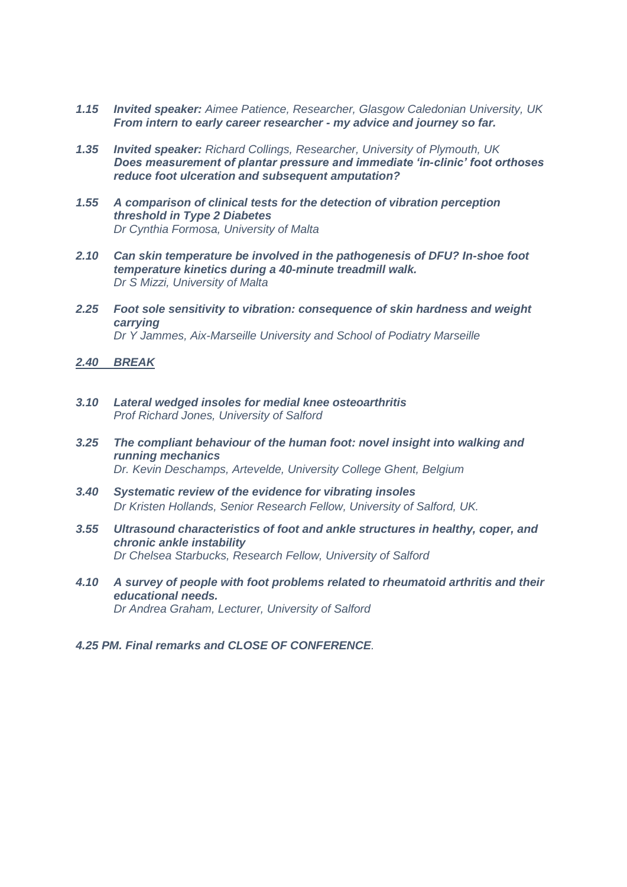***1.15 Invited speaker:*** *Aimee Patience, Researcher, Glasgow Caledonian University, UK*
***From intern to early career researcher - my advice and journey so far.***

***1.35 Invited speaker:*** *Richard Collings, Researcher, University of Plymouth, UK*
***Does measurement of plantar pressure and immediate 'in-clinic' foot orthoses reduce foot ulceration and subsequent amputation?***

***1.55 A comparison of clinical tests for the detection of vibration perception threshold in Type 2 Diabetes***
*Dr Cynthia Formosa, University of Malta*

***2.10 Can skin temperature be involved in the pathogenesis of DFU? In-shoe foot temperature kinetics during a 40-minute treadmill walk.***
*Dr S Mizzi, University of Malta*

***2.25 Foot sole sensitivity to vibration: consequence of skin hardness and weight carrying***
*Dr Y Jammes, Aix-Marseille University and School of Podiatry Marseille*

***2.40 BREAK***

***3.10 Lateral wedged insoles for medial knee osteoarthritis***
*Prof Richard Jones, University of Salford*

***3.25 The compliant behaviour of the human foot: novel insight into walking and running mechanics***
*Dr. Kevin Deschamps, Artevelde, University College Ghent, Belgium*

***3.40 Systematic review of the evidence for vibrating insoles***
*Dr Kristen Hollands, Senior Research Fellow, University of Salford, UK.*

***3.55 Ultrasound characteristics of foot and ankle structures in healthy, coper, and chronic ankle instability***
*Dr Chelsea Starbucks, Research Fellow, University of Salford*

***4.10 A survey of people with foot problems related to rheumatoid arthritis and their educational needs.***
*Dr Andrea Graham, Lecturer, University of Salford*

***4.25 PM. Final remarks and CLOSE OF CONFERENCE****.*